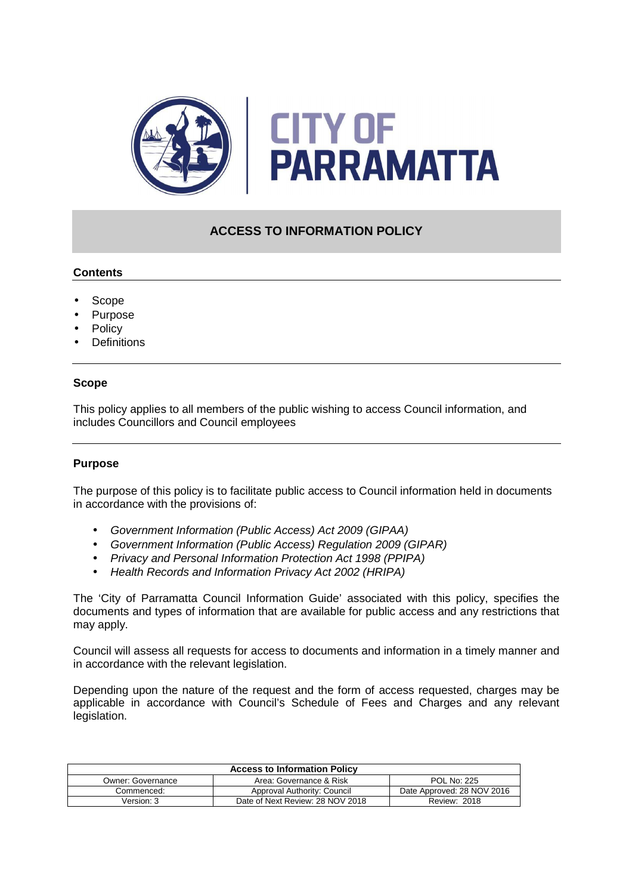# CITY OF PARRAMATTA

## ACCESS TO INFORMATION POLICY

### Contents

- Scope
- Purpose
- Policy
- Definitions

### Scope

This policy applies to all members of the public wishing to access Council information, and includes Councillors and Council employees

### Purpose

The purpose of this policy is to facilitate public access to Council information held in documents in accordance with the provisions of:

- *Government Information (Public Access) Act 2009 (GIPAA)*
- *Government Information (Public Access) Regulation 2009 (GIPAR)*
- *Privacy and Personal Information Protection Act 1998 (PPIPA)*
- *Health Records and Information Privacy Act 2002 (HRIPA)*

The 'City of Parramatta Council Information Guide' associated with this policy, specifies the documents and types of information that are available for public access and any restrictions that may apply.

Council will assess all requests for access to documents and information in a timely manner and in accordance with the relevant legislation.

Depending upon the nature of the request and the form of access requested, charges may be applicable in accordance with Council's Schedule of Fees and Charges and any relevant legislation.

| Access to Information Policy | | |
|---|---|---|
| Owner: Governance | Area: Governance & Risk | POL No: 225 |
| Commenced: | Approval Authority: Council | Date Approved: 28 NOV 2016 |
| Version: 3 | Date of Next Review: 28 NOV 2018 | Review: 2018 |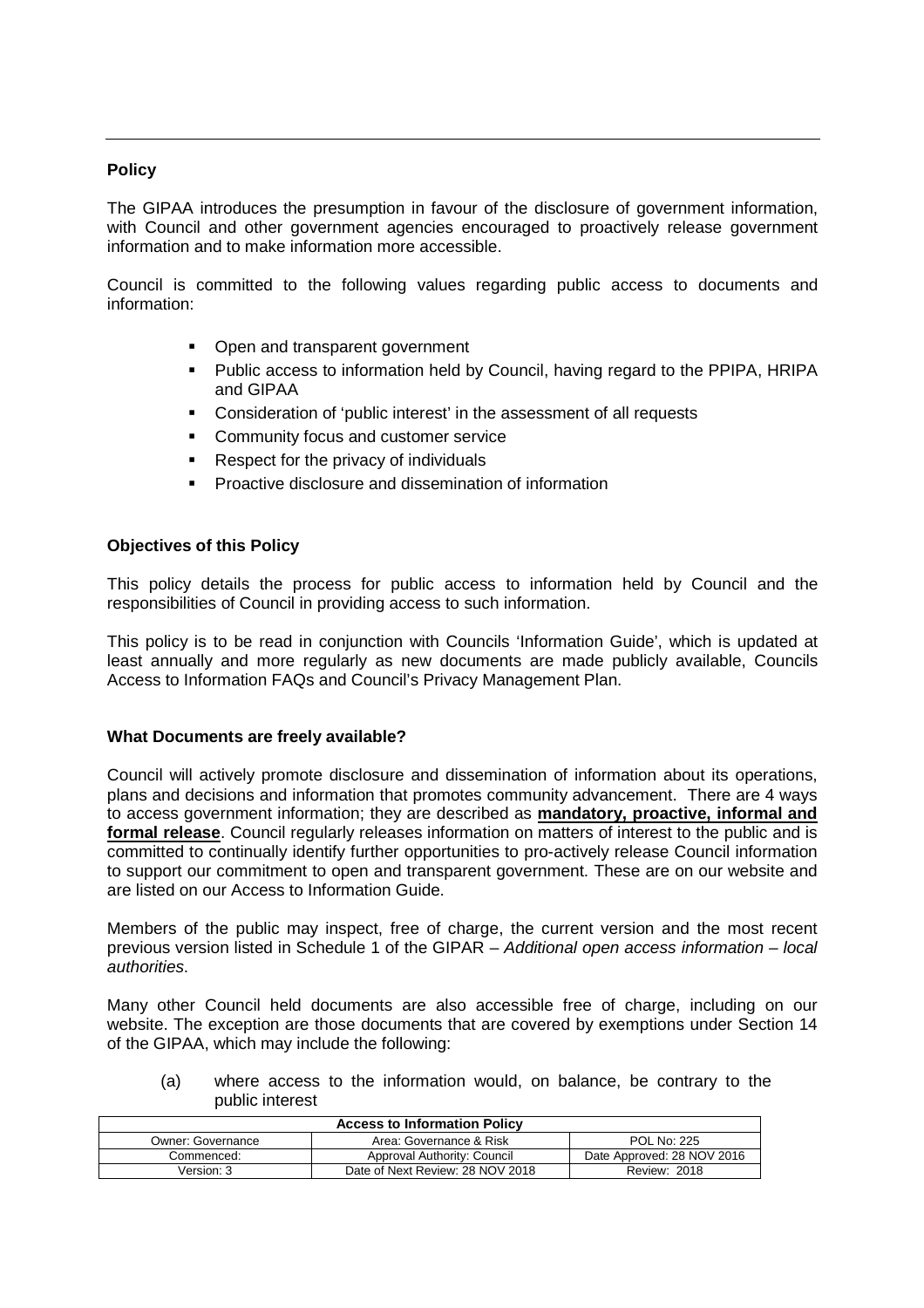**Policy**

The GIPAA introduces the presumption in favour of the disclosure of government information, with Council and other government agencies encouraged to proactively release government information and to make information more accessible.

Council is committed to the following values regarding public access to documents and information:

- Open and transparent government
- Public access to information held by Council, having regard to the PPIPA, HRIPA and GIPAA
- Consideration of 'public interest' in the assessment of all requests
- Community focus and customer service
- Respect for the privacy of individuals
- Proactive disclosure and dissemination of information

**Objectives of this Policy**

This policy details the process for public access to information held by Council and the responsibilities of Council in providing access to such information.

This policy is to be read in conjunction with Councils 'Information Guide', which is updated at least annually and more regularly as new documents are made publicly available, Councils Access to Information FAQs and Council's Privacy Management Plan.

**What Documents are freely available?**

Council will actively promote disclosure and dissemination of information about its operations, plans and decisions and information that promotes community advancement. There are 4 ways to access government information; they are described as **mandatory, proactive, informal and formal release**. Council regularly releases information on matters of interest to the public and is committed to continually identify further opportunities to pro-actively release Council information to support our commitment to open and transparent government. These are on our website and are listed on our Access to Information Guide.

Members of the public may inspect, free of charge, the current version and the most recent previous version listed in Schedule 1 of the GIPAR – *Additional open access information – local authorities*.

Many other Council held documents are also accessible free of charge, including on our website. The exception are those documents that are covered by exemptions under Section 14 of the GIPAA, which may include the following:

(a) where access to the information would, on balance, be contrary to the public interest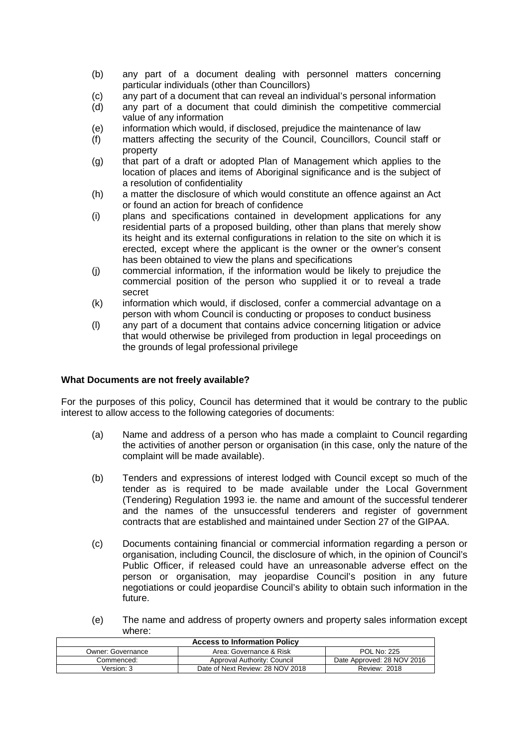(b) any part of a document dealing with personnel matters concerning particular individuals (other than Councillors)

(c) any part of a document that can reveal an individual's personal information

(d) any part of a document that could diminish the competitive commercial value of any information

(e) information which would, if disclosed, prejudice the maintenance of law

(f) matters affecting the security of the Council, Councillors, Council staff or property

(g) that part of a draft or adopted Plan of Management which applies to the location of places and items of Aboriginal significance and is the subject of a resolution of confidentiality

(h) a matter the disclosure of which would constitute an offence against an Act or found an action for breach of confidence

(i) plans and specifications contained in development applications for any residential parts of a proposed building, other than plans that merely show its height and its external configurations in relation to the site on which it is erected, except where the applicant is the owner or the owner's consent has been obtained to view the plans and specifications

(j) commercial information, if the information would be likely to prejudice the commercial position of the person who supplied it or to reveal a trade secret

(k) information which would, if disclosed, confer a commercial advantage on a person with whom Council is conducting or proposes to conduct business

(l) any part of a document that contains advice concerning litigation or advice that would otherwise be privileged from production in legal proceedings on the grounds of legal professional privilege

**What Documents are not freely available?**

For the purposes of this policy, Council has determined that it would be contrary to the public interest to allow access to the following categories of documents:

(a) Name and address of a person who has made a complaint to Council regarding the activities of another person or organisation (in this case, only the nature of the complaint will be made available).

(b) Tenders and expressions of interest lodged with Council except so much of the tender as is required to be made available under the Local Government (Tendering) Regulation 1993 ie. the name and amount of the successful tenderer and the names of the unsuccessful tenderers and register of government contracts that are established and maintained under Section 27 of the GIPAA.

(c) Documents containing financial or commercial information regarding a person or organisation, including Council, the disclosure of which, in the opinion of Council's Public Officer, if released could have an unreasonable adverse effect on the person or organisation, may jeopardise Council's position in any future negotiations or could jeopardise Council's ability to obtain such information in the future.

(e) The name and address of property owners and property sales information except where: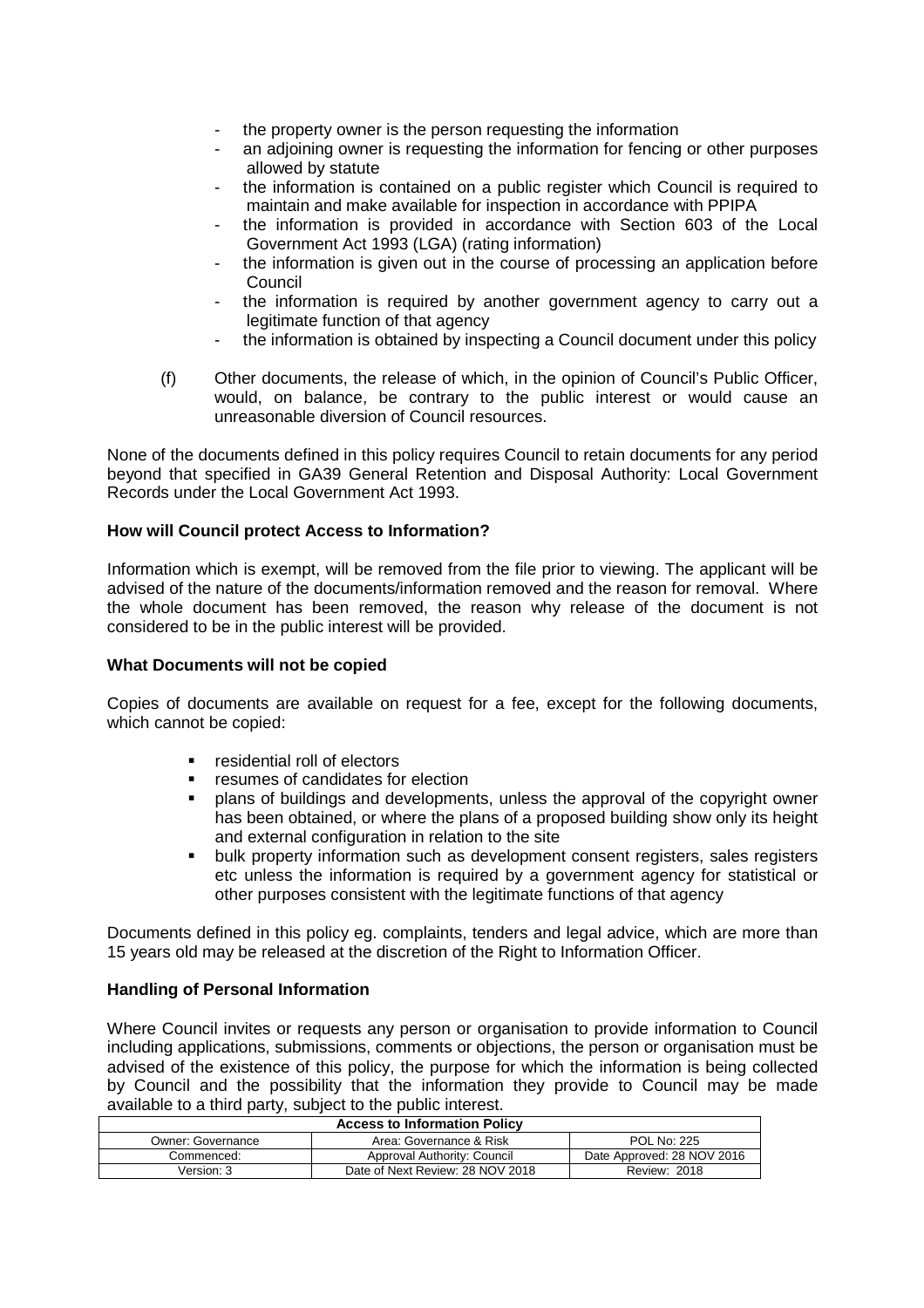- the property owner is the person requesting the information
- an adjoining owner is requesting the information for fencing or other purposes allowed by statute
- the information is contained on a public register which Council is required to maintain and make available for inspection in accordance with PPIPA
- the information is provided in accordance with Section 603 of the Local Government Act 1993 (LGA) (rating information)
- the information is given out in the course of processing an application before Council
- the information is required by another government agency to carry out a legitimate function of that agency
- the information is obtained by inspecting a Council document under this policy

(f) Other documents, the release of which, in the opinion of Council's Public Officer, would, on balance, be contrary to the public interest or would cause an unreasonable diversion of Council resources.

None of the documents defined in this policy requires Council to retain documents for any period beyond that specified in GA39 General Retention and Disposal Authority: Local Government Records under the Local Government Act 1993.

**How will Council protect Access to Information?**

Information which is exempt, will be removed from the file prior to viewing. The applicant will be advised of the nature of the documents/information removed and the reason for removal. Where the whole document has been removed, the reason why release of the document is not considered to be in the public interest will be provided.

**What Documents will not be copied**

Copies of documents are available on request for a fee, except for the following documents, which cannot be copied:

- residential roll of electors
- resumes of candidates for election
- plans of buildings and developments, unless the approval of the copyright owner has been obtained, or where the plans of a proposed building show only its height and external configuration in relation to the site
- bulk property information such as development consent registers, sales registers etc unless the information is required by a government agency for statistical or other purposes consistent with the legitimate functions of that agency

Documents defined in this policy eg. complaints, tenders and legal advice, which are more than 15 years old may be released at the discretion of the Right to Information Officer.

**Handling of Personal Information**

Where Council invites or requests any person or organisation to provide information to Council including applications, submissions, comments or objections, the person or organisation must be advised of the existence of this policy, the purpose for which the information is being collected by Council and the possibility that the information they provide to Council may be made available to a third party, subject to the public interest.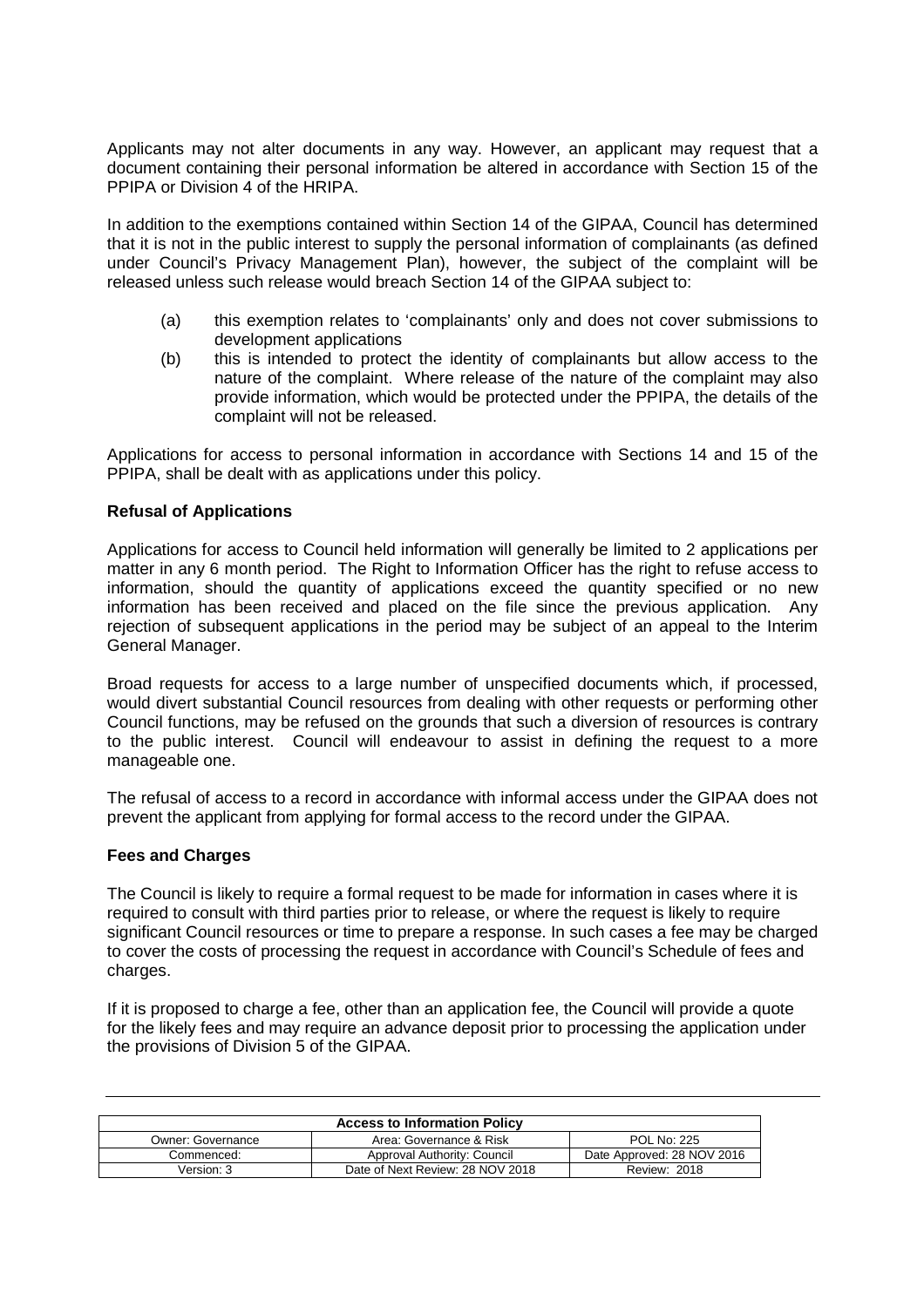Applicants may not alter documents in any way. However, an applicant may request that a document containing their personal information be altered in accordance with Section 15 of the PPIPA or Division 4 of the HRIPA.

In addition to the exemptions contained within Section 14 of the GIPAA, Council has determined that it is not in the public interest to supply the personal information of complainants (as defined under Council's Privacy Management Plan), however, the subject of the complaint will be released unless such release would breach Section 14 of the GIPAA subject to:

(a) this exemption relates to 'complainants' only and does not cover submissions to development applications

(b) this is intended to protect the identity of complainants but allow access to the nature of the complaint. Where release of the nature of the complaint may also provide information, which would be protected under the PPIPA, the details of the complaint will not be released.

Applications for access to personal information in accordance with Sections 14 and 15 of the PPIPA, shall be dealt with as applications under this policy.

**Refusal of Applications**

Applications for access to Council held information will generally be limited to 2 applications per matter in any 6 month period. The Right to Information Officer has the right to refuse access to information, should the quantity of applications exceed the quantity specified or no new information has been received and placed on the file since the previous application. Any rejection of subsequent applications in the period may be subject of an appeal to the Interim General Manager.

Broad requests for access to a large number of unspecified documents which, if processed, would divert substantial Council resources from dealing with other requests or performing other Council functions, may be refused on the grounds that such a diversion of resources is contrary to the public interest. Council will endeavour to assist in defining the request to a more manageable one.

The refusal of access to a record in accordance with informal access under the GIPAA does not prevent the applicant from applying for formal access to the record under the GIPAA.

**Fees and Charges**

The Council is likely to require a formal request to be made for information in cases where it is required to consult with third parties prior to release, or where the request is likely to require significant Council resources or time to prepare a response. In such cases a fee may be charged to cover the costs of processing the request in accordance with Council's Schedule of fees and charges.

If it is proposed to charge a fee, other than an application fee, the Council will provide a quote for the likely fees and may require an advance deposit prior to processing the application under the provisions of Division 5 of the GIPAA.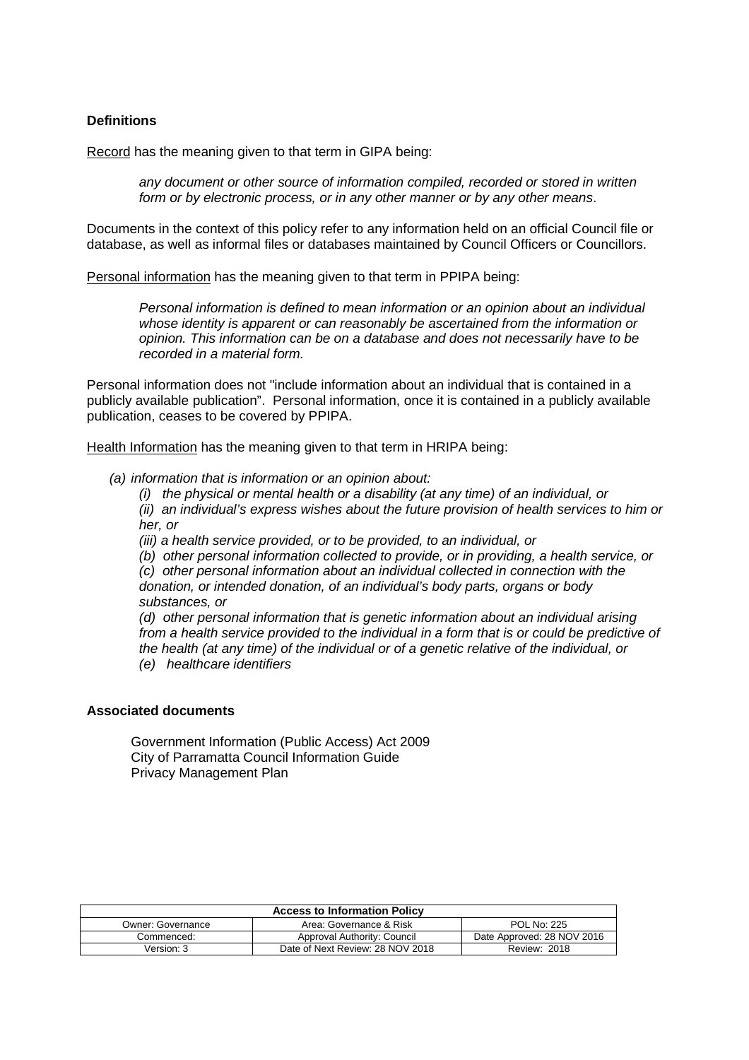**Definitions**

Record has the meaning given to that term in GIPA being:

> *any document or other source of information compiled, recorded or stored in written form or by electronic process, or in any other manner or by any other means*.

Documents in the context of this policy refer to any information held on an official Council file or database, as well as informal files or databases maintained by Council Officers or Councillors.

Personal information has the meaning given to that term in PPIPA being:

> *Personal information is defined to mean information or an opinion about an individual whose identity is apparent or can reasonably be ascertained from the information or opinion. This information can be on a database and does not necessarily have to be recorded in a material form.*

Personal information does not "include information about an individual that is contained in a publicly available publication". Personal information, once it is contained in a publicly available publication, ceases to be covered by PPIPA.

Health Information has the meaning given to that term in HRIPA being:

*(a) information that is information or an opinion about:*

*(i) the physical or mental health or a disability (at any time) of an individual, or*

*(ii) an individual's express wishes about the future provision of health services to him or her, or*

*(iii) a health service provided, or to be provided, to an individual, or*

*(b) other personal information collected to provide, or in providing, a health service, or*

*(c) other personal information about an individual collected in connection with the donation, or intended donation, of an individual's body parts, organs or body substances, or*

*(d) other personal information that is genetic information about an individual arising from a health service provided to the individual in a form that is or could be predictive of the health (at any time) of the individual or of a genetic relative of the individual, or*

*(e) healthcare identifiers*

**Associated documents**

Government Information (Public Access) Act 2009
City of Parramatta Council Information Guide
Privacy Management Plan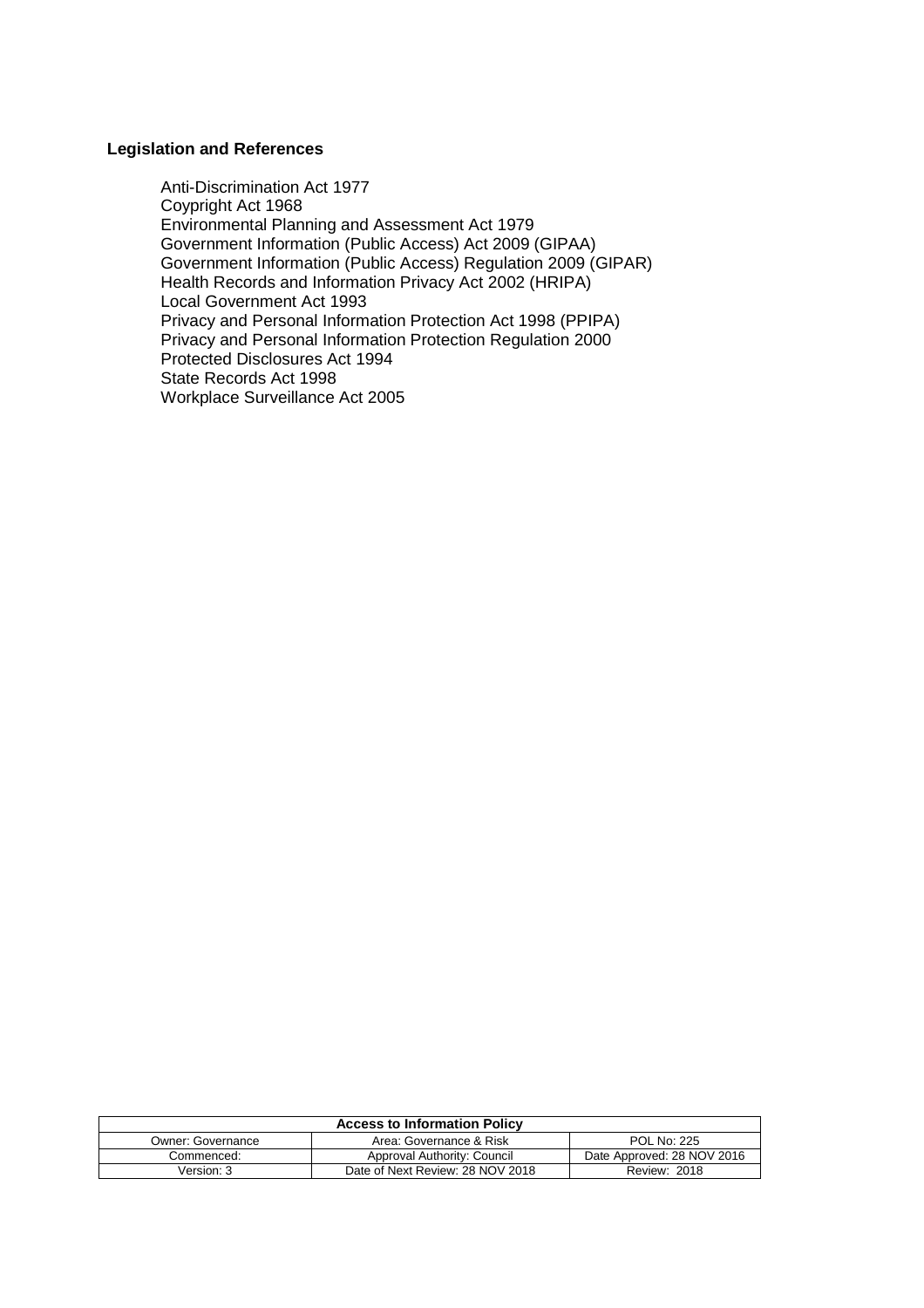**Legislation and References**

Anti-Discrimination Act 1977
Coypright Act 1968
Environmental Planning and Assessment Act 1979
Government Information (Public Access) Act 2009 (GIPAA)
Government Information (Public Access) Regulation 2009 (GIPAR)
Health Records and Information Privacy Act 2002 (HRIPA)
Local Government Act 1993
Privacy and Personal Information Protection Act 1998 (PPIPA)
Privacy and Personal Information Protection Regulation 2000
Protected Disclosures Act 1994
State Records Act 1998
Workplace Surveillance Act 2005